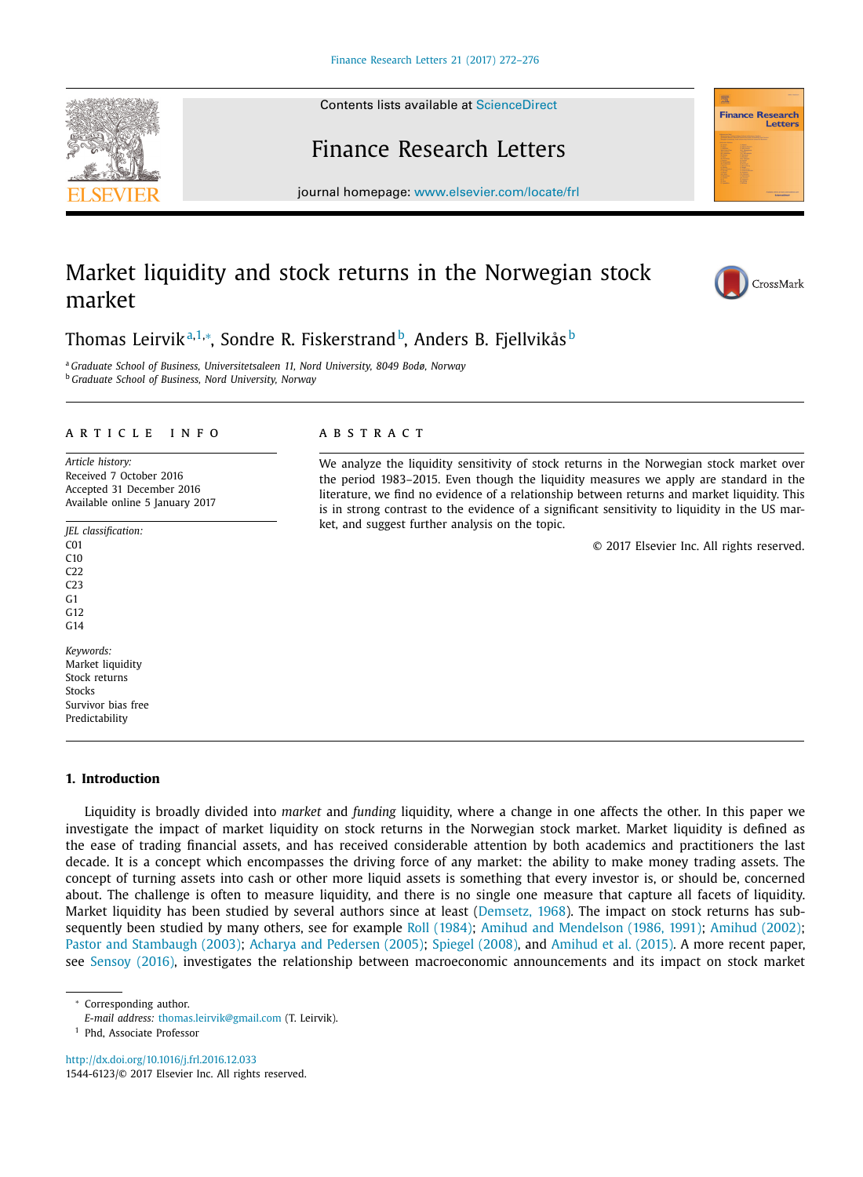Contents lists available at ScienceDirect

# Finance Research Letters

journal homepage: www.elsevier.com/locate/frl

# Market liquidity and stock returns in the Norwegian stock market

Thomas Leirvik[a,1,*], Sondre R. Fiskerstrand[b], Anders B. Fjellvikås[b]

[a] *Graduate School of Business, Universitetsaleen 11, Nord University, 8049 Bodø, Norway*
[b] *Graduate School of Business, Nord University, Norway*

## ARTICLE INFO

*Article history:*
Received 7 October 2016
Accepted 31 December 2016
Available online 5 January 2017

*JEL classification:*
C01
C10
C22
C23
G1
G12
G14

*Keywords:*
Market liquidity
Stock returns
Stocks
Survivor bias free
Predictability

## ABSTRACT

We analyze the liquidity sensitivity of stock returns in the Norwegian stock market over the period 1983–2015. Even though the liquidity measures we apply are standard in the literature, we find no evidence of a relationship between returns and market liquidity. This is in strong contrast to the evidence of a significant sensitivity to liquidity in the US market, and suggest further analysis on the topic.

© 2017 Elsevier Inc. All rights reserved.

## 1. Introduction

Liquidity is broadly divided into *market* and *funding* liquidity, where a change in one affects the other. In this paper we investigate the impact of market liquidity on stock returns in the Norwegian stock market. Market liquidity is defined as the ease of trading financial assets, and has received considerable attention by both academics and practitioners the last decade. It is a concept which encompasses the driving force of any market: the ability to make money trading assets. The concept of turning assets into cash or other more liquid assets is something that every investor is, or should be, concerned about. The challenge is often to measure liquidity, and there is no single one measure that capture all facets of liquidity. Market liquidity has been studied by several authors since at least (Demsetz, 1968). The impact on stock returns has subsequently been studied by many others, see for example Roll (1984); Amihud and Mendelson (1986, 1991); Amihud (2002); Pastor and Stambaugh (2003); Acharya and Pedersen (2005); Spiegel (2008), and Amihud et al. (2015). A more recent paper, see Sensoy (2016), investigates the relationship between macroeconomic announcements and its impact on stock market

* Corresponding author.
*E-mail address:* thomas.leirvik@gmail.com (T. Leirvik).
[1] Phd, Associate Professor

http://dx.doi.org/10.1016/j.frl.2016.12.033
1544-6123/© 2017 Elsevier Inc. All rights reserved.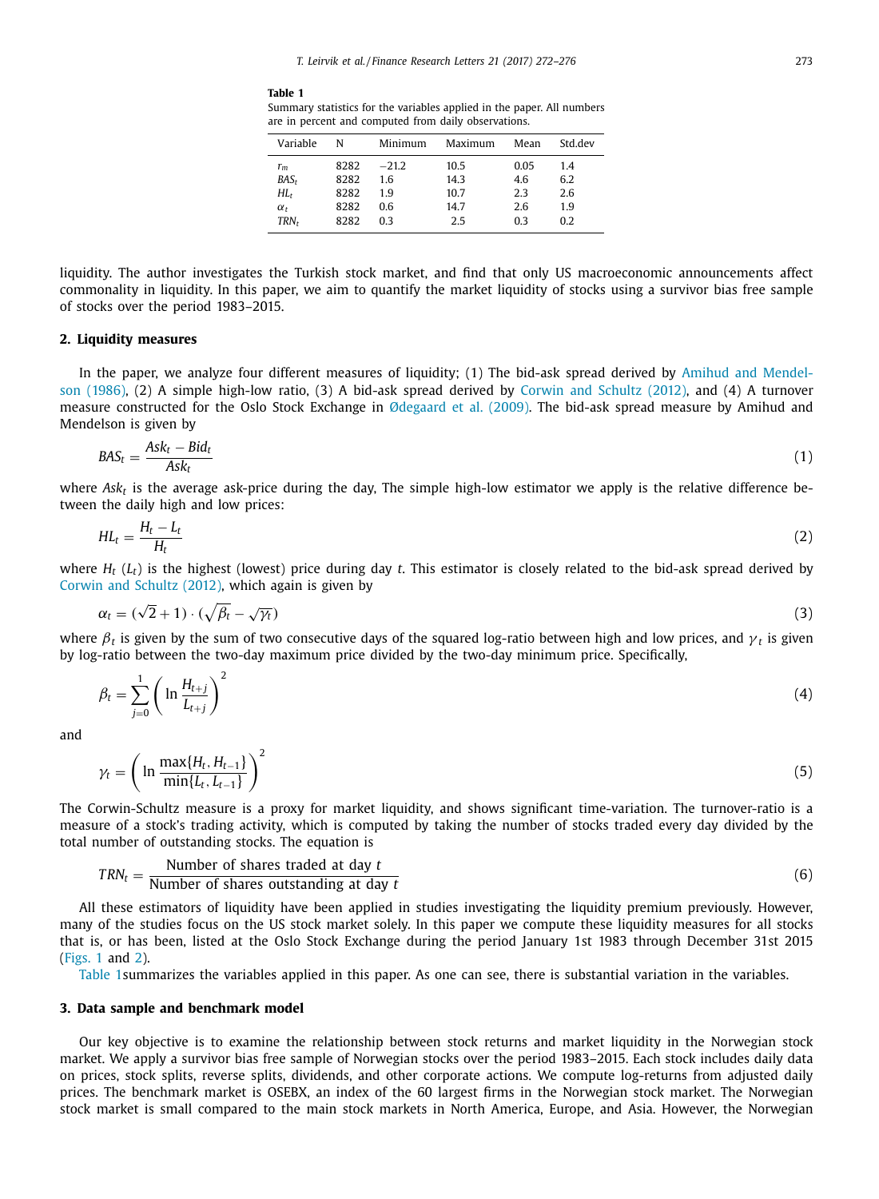**Table 1**
Summary statistics for the variables applied in the paper. All numbers are in percent and computed from daily observations.

| Variable | N | Minimum | Maximum | Mean | Std.dev |
|---|---|---|---|---|---|
| $r_m$ | 8282 | −21.2 | 10.5 | 0.05 | 1.4 |
| $BAS_t$ | 8282 | 1.6 | 14.3 | 4.6 | 6.2 |
| $HL_t$ | 8282 | 1.9 | 10.7 | 2.3 | 2.6 |
| $\alpha_t$ | 8282 | 0.6 | 14.7 | 2.6 | 1.9 |
| $TRN_t$ | 8282 | 0.3 | 2.5 | 0.3 | 0.2 |

liquidity. The author investigates the Turkish stock market, and find that only US macroeconomic announcements affect commonality in liquidity. In this paper, we aim to quantify the market liquidity of stocks using a survivor bias free sample of stocks over the period 1983–2015.

## 2. Liquidity measures

In the paper, we analyze four different measures of liquidity; (1) The bid-ask spread derived by Amihud and Mendelson (1986), (2) A simple high-low ratio, (3) A bid-ask spread derived by Corwin and Schultz (2012), and (4) A turnover measure constructed for the Oslo Stock Exchange in Ødegaard et al. (2009). The bid-ask spread measure by Amihud and Mendelson is given by

$$BAS_t = \frac{Ask_t - Bid_t}{Ask_t} \tag{1}$$

where $Ask_t$ is the average ask-price during the day, The simple high-low estimator we apply is the relative difference between the daily high and low prices:

$$HL_t = \frac{H_t - L_t}{H_t} \tag{2}$$

where $H_t$ ($L_t$) is the highest (lowest) price during day $t$. This estimator is closely related to the bid-ask spread derived by Corwin and Schultz (2012), which again is given by

$$\alpha_t = (\sqrt{2} + 1) \cdot (\sqrt{\beta_t} - \sqrt{\gamma_t}) \tag{3}$$

where $\beta_t$ is given by the sum of two consecutive days of the squared log-ratio between high and low prices, and $\gamma_t$ is given by log-ratio between the two-day maximum price divided by the two-day minimum price. Specifically,

$$\beta_t = \sum_{j=0}^{1} \left( \ln \frac{H_{t+j}}{L_{t+j}} \right)^2 \tag{4}$$

and

$$\gamma_t = \left( \ln \frac{\max\{H_t, H_{t-1}\}}{\min\{L_t, L_{t-1}\}} \right)^2 \tag{5}$$

The Corwin-Schultz measure is a proxy for market liquidity, and shows significant time-variation. The turnover-ratio is a measure of a stock's trading activity, which is computed by taking the number of stocks traded every day divided by the total number of outstanding stocks. The equation is

$$TRN_t = \frac{\text{Number of shares traded at day } t}{\text{Number of shares outstanding at day } t} \tag{6}$$

All these estimators of liquidity have been applied in studies investigating the liquidity premium previously. However, many of the studies focus on the US stock market solely. In this paper we compute these liquidity measures for all stocks that is, or has been, listed at the Oslo Stock Exchange during the period January 1st 1983 through December 31st 2015 (Figs. 1 and 2).

Table 1summarizes the variables applied in this paper. As one can see, there is substantial variation in the variables.

## 3. Data sample and benchmark model

Our key objective is to examine the relationship between stock returns and market liquidity in the Norwegian stock market. We apply a survivor bias free sample of Norwegian stocks over the period 1983–2015. Each stock includes daily data on prices, stock splits, reverse splits, dividends, and other corporate actions. We compute log-returns from adjusted daily prices. The benchmark market is OSEBX, an index of the 60 largest firms in the Norwegian stock market. The Norwegian stock market is small compared to the main stock markets in North America, Europe, and Asia. However, the Norwegian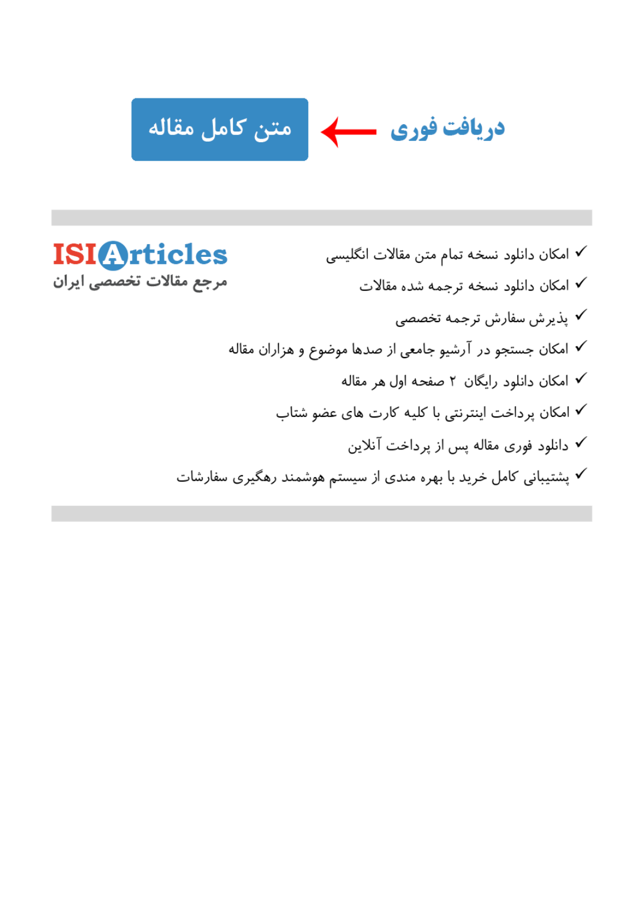دریافت فوری ← متن کامل مقاله

ISIArticles
مرجع مقالات تخصصی ایران

- ✓ امکان دانلود نسخه تمام متن مقالات انگلیسی
- ✓ امکان دانلود نسخه ترجمه شده مقالات
- ✓ پذیرش سفارش ترجمه تخصصی
- ✓ امکان جستجو در آرشیو جامعی از صدها موضوع و هزاران مقاله
- ✓ امکان دانلود رایگان ۲ صفحه اول هر مقاله
- ✓ امکان پرداخت اینترنتی با کلیه کارت های عضو شتاب
- ✓ دانلود فوری مقاله پس از پرداخت آنلاین
- ✓ پشتیبانی کامل خرید با بهره مندی از سیستم هوشمند رهگیری سفارشات